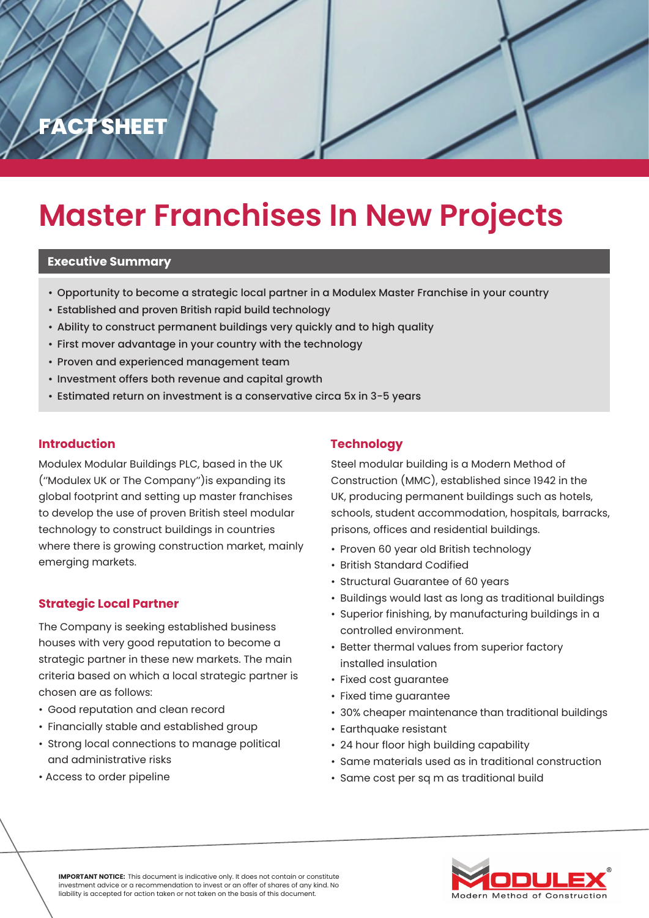FACT SHEET

# Master Franchises In New Projects

## Executive Summary

- Opportunity to become a strategic local partner in a Modulex Master Franchise in your country
- Established and proven British rapid build technology
- Ability to construct permanent buildings very quickly and to high quality
- First mover advantage in your country with the technology
- Proven and experienced management team
- Investment offers both revenue and capital growth
- Estimated return on investment is a conservative circa 5x in 3-5 years

### Introduction

Modulex Modular Buildings PLC, based in the UK ("Modulex UK or The Company")is expanding its global footprint and setting up master franchises to develop the use of proven British steel modular technology to construct buildings in countries where there is growing construction market, mainly emerging markets.

### Strategic Local Partner

The Company is seeking established business houses with very good reputation to become a strategic partner in these new markets. The main criteria based on which a local strategic partner is chosen are as follows:

- Good reputation and clean record
- Financially stable and established group
- Strong local connections to manage political and administrative risks
- Access to order pipeline

### Technology

Steel modular building is a Modern Method of Construction (MMC), established since 1942 in the UK, producing permanent buildings such as hotels, schools, student accommodation, hospitals, barracks, prisons, offices and residential buildings.

- Proven 60 year old British technology
- British Standard Codified
- Structural Guarantee of 60 years
- Buildings would last as long as traditional buildings
- Superior finishing, by manufacturing buildings in a controlled environment.
- Better thermal values from superior factory installed insulation
- Fixed cost guarantee
- Fixed time guarantee
- 30% cheaper maintenance than traditional buildings
- Earthquake resistant
- 24 hour floor high building capability
- Same materials used as in traditional construction
- Same cost per sq m as traditional build

**IMPORTANT NOTICE:** This document is indicative only. It does not contain or constitute investment advice or a recommendation to invest or an offer of shares of any kind. No liability is accepted for action taken or not taken on the basis of this document.

MODULEX® Modern Method of Construction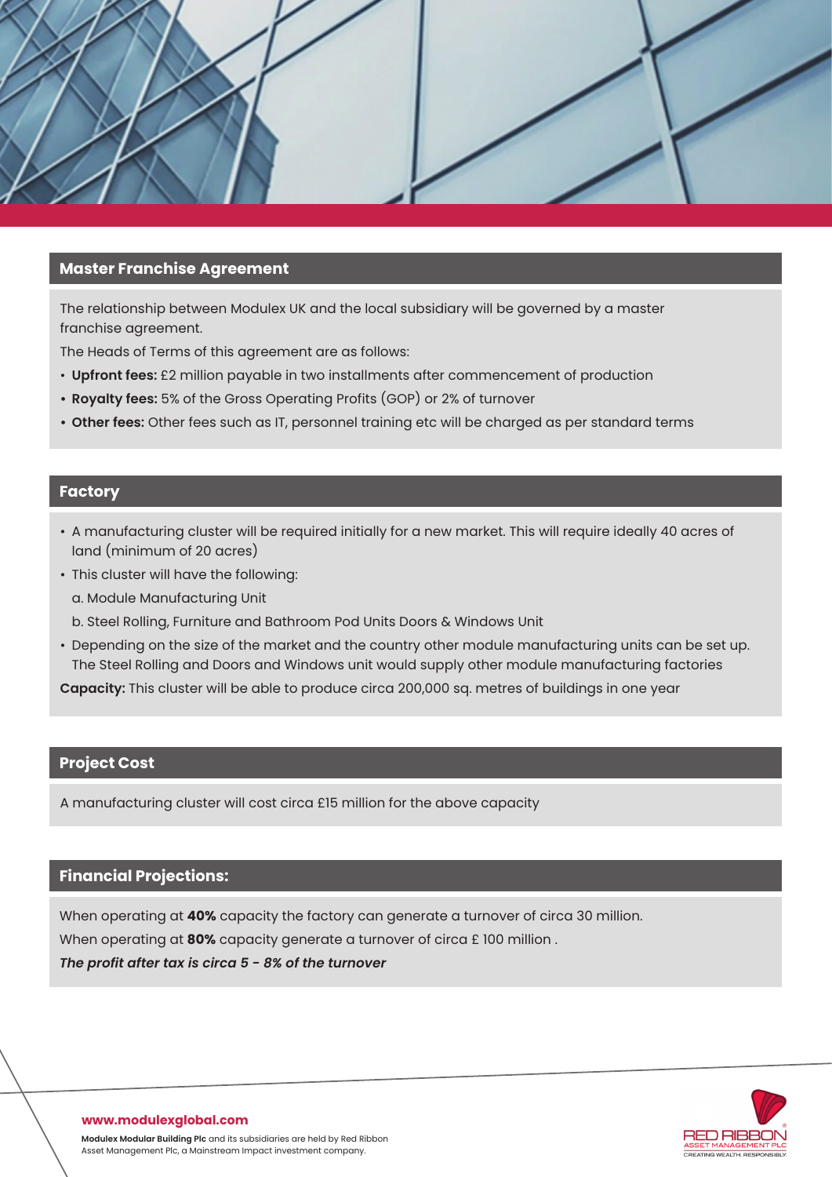## Master Franchise Agreement

The relationship between Modulex UK and the local subsidiary will be governed by a master franchise agreement.

The Heads of Terms of this agreement are as follows:

- **Upfront fees:** £2 million payable in two installments after commencement of production
- **Royalty fees:** 5% of the Gross Operating Profits (GOP) or 2% of turnover
- **Other fees:** Other fees such as IT, personnel training etc will be charged as per standard terms

## Factory

- A manufacturing cluster will be required initially for a new market. This will require ideally 40 acres of land (minimum of 20 acres)
- This cluster will have the following:
  a. Module Manufacturing Unit
  b. Steel Rolling, Furniture and Bathroom Pod Units Doors & Windows Unit
- Depending on the size of the market and the country other module manufacturing units can be set up. The Steel Rolling and Doors and Windows unit would supply other module manufacturing factories

**Capacity:** This cluster will be able to produce circa 200,000 sq. metres of buildings in one year

## Project Cost

A manufacturing cluster will cost circa £15 million for the above capacity

## Financial Projections:

When operating at **40%** capacity the factory can generate a turnover of circa 30 million.

When operating at **80%** capacity generate a turnover of circa £ 100 million .

***The profit after tax is circa 5 - 8% of the turnover***

**www.modulexglobal.com**

**Modulex Modular Building Plc** and its subsidiaries are held by Red Ribbon Asset Management Plc, a Mainstream Impact investment company.

RED RIBBON
ASSET MANAGEMENT PLC
CREATING WEALTH. RESPONSIBLY.